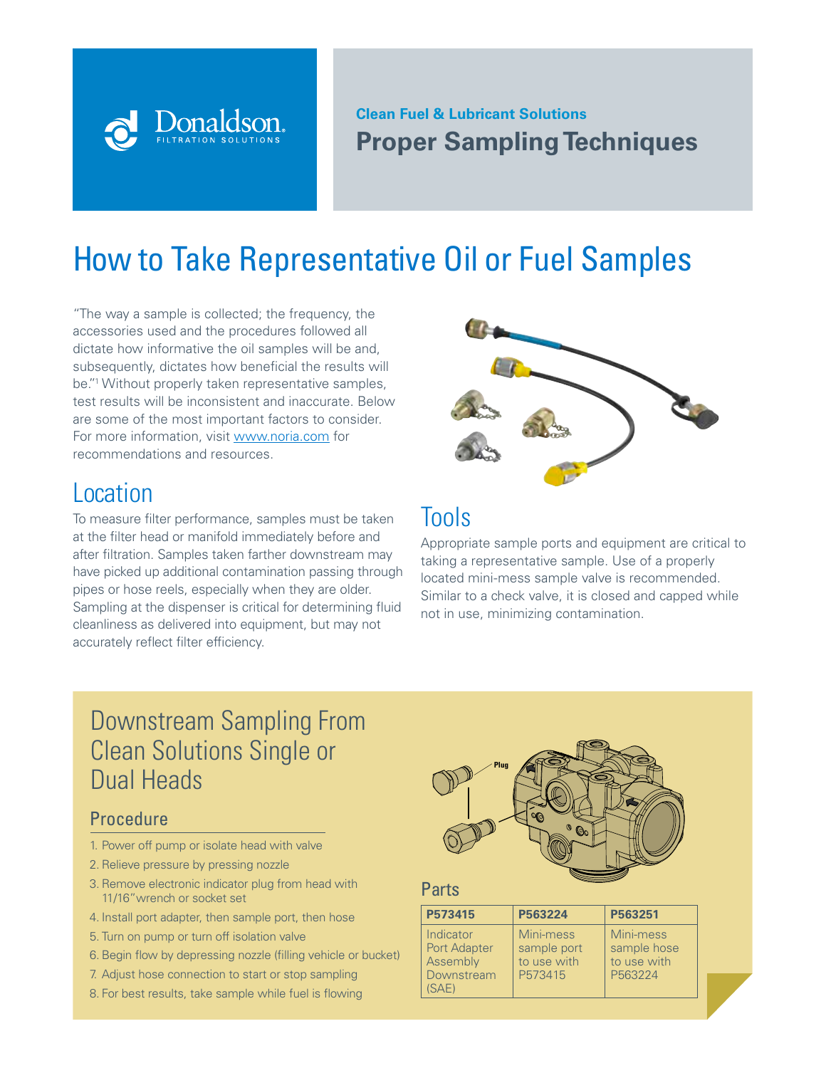Donaldson.
FILTRATION SOLUTIONS

**Clean Fuel & Lubricant Solutions**

**Proper Sampling Techniques**

# How to Take Representative Oil or Fuel Samples

"The way a sample is collected; the frequency, the accessories used and the procedures followed all dictate how informative the oil samples will be and, subsequently, dictates how beneficial the results will be."[1] Without properly taken representative samples, test results will be inconsistent and inaccurate. Below are some of the most important factors to consider. For more information, visit [www.noria.com](http://www.noria.com) for recommendations and resources.

## Location

To measure filter performance, samples must be taken at the filter head or manifold immediately before and after filtration. Samples taken farther downstream may have picked up additional contamination passing through pipes or hose reels, especially when they are older. Sampling at the dispenser is critical for determining fluid cleanliness as delivered into equipment, but may not accurately reflect filter efficiency.

## Tools

Appropriate sample ports and equipment are critical to taking a representative sample. Use of a properly located mini-mess sample valve is recommended. Similar to a check valve, it is closed and capped while not in use, minimizing contamination.

## Downstream Sampling From Clean Solutions Single or Dual Heads

### Procedure

1. Power off pump or isolate head with valve
2. Relieve pressure by pressing nozzle
3. Remove electronic indicator plug from head with 11/16" wrench or socket set
4. Install port adapter, then sample port, then hose
5. Turn on pump or turn off isolation valve
6. Begin flow by depressing nozzle (filling vehicle or bucket)
7. Adjust hose connection to start or stop sampling
8. For best results, take sample while fuel is flowing

Plug

### Parts

| P573415 | P563224 | P563251 |
|---|---|---|
| Indicator Port Adapter Assembly Downstream (SAE) | Mini-mess sample port to use with P573415 | Mini-mess sample hose to use with P563224 |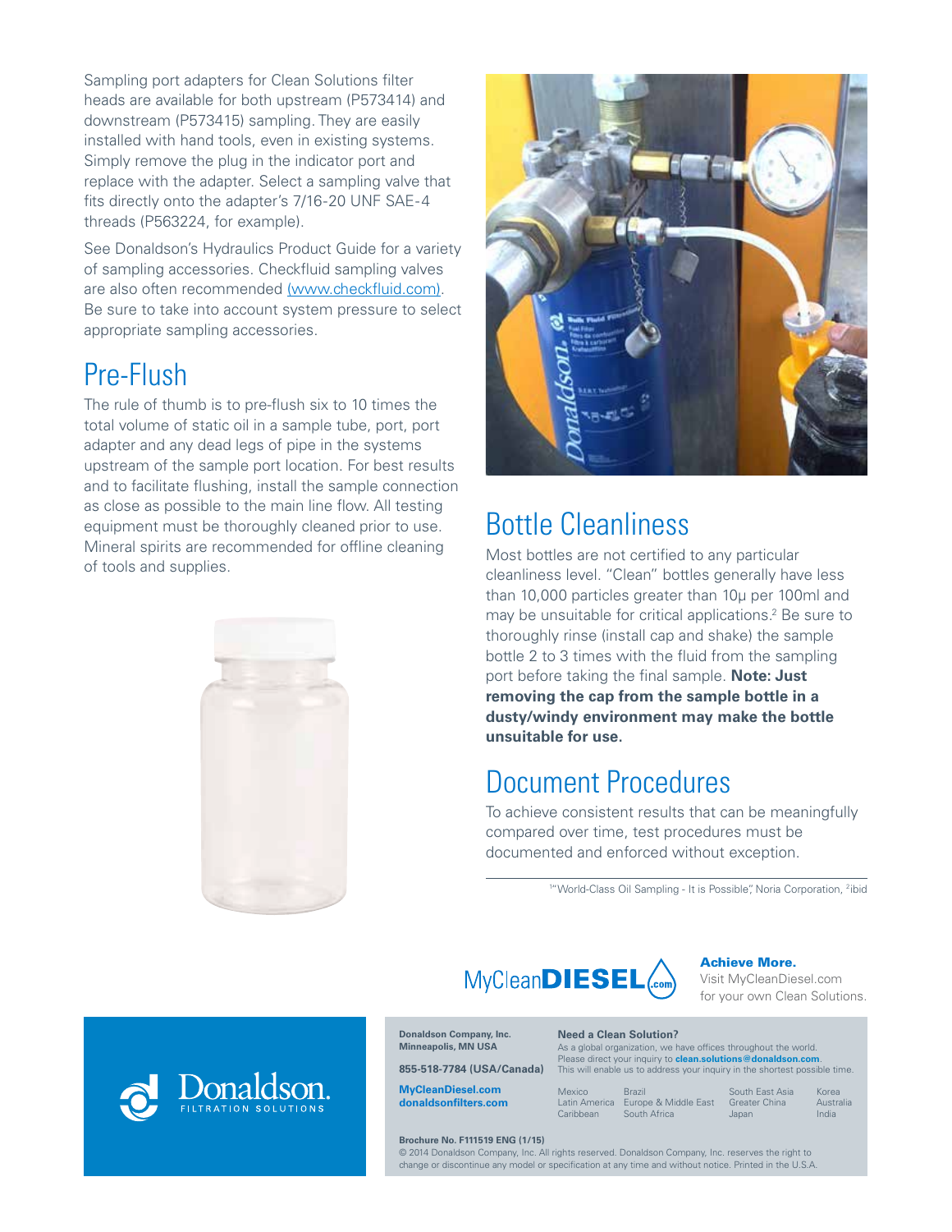Sampling port adapters for Clean Solutions filter heads are available for both upstream (P573414) and downstream (P573415) sampling. They are easily installed with hand tools, even in existing systems. Simply remove the plug in the indicator port and replace with the adapter. Select a sampling valve that fits directly onto the adapter's 7/16-20 UNF SAE-4 threads (P563224, for example).

See Donaldson's Hydraulics Product Guide for a variety of sampling accessories. Checkfluid sampling valves are also often recommended (www.checkfluid.com). Be sure to take into account system pressure to select appropriate sampling accessories.

## Pre-Flush

The rule of thumb is to pre-flush six to 10 times the total volume of static oil in a sample tube, port, port adapter and any dead legs of pipe in the systems upstream of the sample port location. For best results and to facilitate flushing, install the sample connection as close as possible to the main line flow. All testing equipment must be thoroughly cleaned prior to use. Mineral spirits are recommended for offline cleaning of tools and supplies.

## Bottle Cleanliness

Most bottles are not certified to any particular cleanliness level. "Clean" bottles generally have less than 10,000 particles greater than 10μ per 100ml and may be unsuitable for critical applications.[2] Be sure to thoroughly rinse (install cap and shake) the sample bottle 2 to 3 times with the fluid from the sampling port before taking the final sample. **Note: Just removing the cap from the sample bottle in a dusty/windy environment may make the bottle unsuitable for use.**

## Document Procedures

To achieve consistent results that can be meaningfully compared over time, test procedures must be documented and enforced without exception.

[1] "World-Class Oil Sampling - It is Possible", Noria Corporation, [2] ibid

MyCleanDIESEL.com

**Achieve More.**
Visit MyCleanDiesel.com for your own Clean Solutions.

Donaldson. FILTRATION SOLUTIONS

**Donaldson Company, Inc.**
**Minneapolis, MN USA**

**855-518-7784 (USA/Canada)**

**MyCleanDiesel.com**
**donaldsonfilters.com**

**Need a Clean Solution?**
As a global organization, we have offices throughout the world. Please direct your inquiry to **clean.solutions@donaldson.com**. This will enable us to address your inquiry in the shortest possible time.

Mexico, Latin America, Caribbean, Brazil, Europe & Middle East, South Africa, South East Asia, Greater China, Japan, Korea, Australia, India

**Brochure No. F111519 ENG (1/15)**
© 2014 Donaldson Company, Inc. All rights reserved. Donaldson Company, Inc. reserves the right to change or discontinue any model or specification at any time and without notice. Printed in the U.S.A.